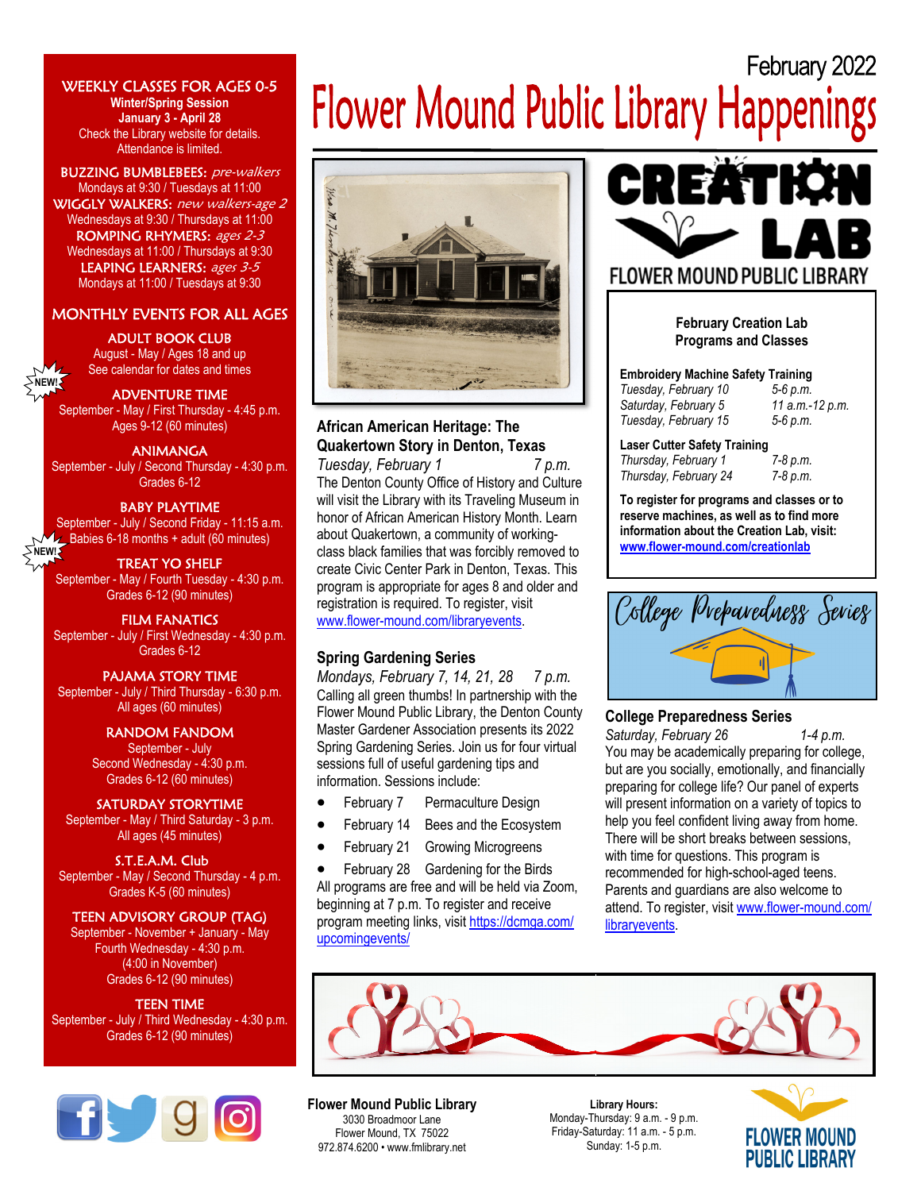# February 2022

# Flower Mound Public Library Happenings

## WEEKLY CLASSES FOR AGES 0-5

**Winter/Spring Session**
**January 3 - April 28**
Check the Library website for details.
Attendance is limited.

**BUZZING BUMBLEBEES:** *pre-walkers*
Mondays at 9:30 / Tuesdays at 11:00

**WIGGLY WALKERS:** *new walkers-age 2*
Wednesdays at 9:30 / Thursdays at 11:00

**ROMPING RHYMERS:** *ages 2-3*
Wednesdays at 11:00 / Thursdays at 9:30

**LEAPING LEARNERS:** *ages 3-5*
Mondays at 11:00 / Tuesdays at 9:30

## MONTHLY EVENTS FOR ALL AGES

**ADULT BOOK CLUB**
August - May / Ages 18 and up
See calendar for dates and times

**ADVENTURE TIME** (NEW!)
September - May / First Thursday - 4:45 p.m.
Ages 9-12 (60 minutes)

**ANIMANGA**
September - July / Second Thursday - 4:30 p.m.
Grades 6-12

**BABY PLAYTIME**
September - July / Second Friday - 11:15 a.m.
Babies 6-18 months + adult (60 minutes)

**TREAT YO SHELF** (NEW!)
September - May / Fourth Tuesday - 4:30 p.m.
Grades 6-12 (90 minutes)

**FILM FANATICS**
September - July / First Wednesday - 4:30 p.m.
Grades 6-12

**PAJAMA STORY TIME**
September - July / Third Thursday - 6:30 p.m.
All ages (60 minutes)

**RANDOM FANDOM**
September - July
Second Wednesday - 4:30 p.m.
Grades 6-12 (60 minutes)

**SATURDAY STORYTIME**
September - May / Third Saturday - 3 p.m.
All ages (45 minutes)

**S.T.E.A.M. Club**
September - May / Second Thursday - 4 p.m.
Grades K-5 (60 minutes)

**TEEN ADVISORY GROUP (TAG)**
September - November + January - May
Fourth Wednesday - 4:30 p.m.
(4:00 in November)
Grades 6-12 (90 minutes)

**TEEN TIME**
September - July / Third Wednesday - 4:30 p.m.
Grades 6-12 (90 minutes)

### African American Heritage: The Quakertown Story in Denton, Texas

*Tuesday, February 1 7 p.m.*

The Denton County Office of History and Culture will visit the Library with its Traveling Museum in honor of African American History Month. Learn about Quakertown, a community of working-class black families that was forcibly removed to create Civic Center Park in Denton, Texas. This program is appropriate for ages 8 and older and registration is required. To register, visit www.flower-mound.com/libraryevents.

### Spring Gardening Series

*Mondays, February 7, 14, 21, 28 7 p.m.*

Calling all green thumbs! In partnership with the Flower Mound Public Library, the Denton County Master Gardener Association presents its 2022 Spring Gardening Series. Join us for four virtual sessions full of useful gardening tips and information. Sessions include:

- February 7 Permaculture Design
- February 14 Bees and the Ecosystem
- February 21 Growing Microgreens
- February 28 Gardening for the Birds

All programs are free and will be held via Zoom, beginning at 7 p.m. To register and receive program meeting links, visit https://dcmga.com/upcomingevents/

## CREATION LAB
FLOWER MOUND PUBLIC LIBRARY

**February Creation Lab Programs and Classes**

**Embroidery Machine Safety Training**
*Tuesday, February 10 5-6 p.m.*
*Saturday, February 5 11 a.m.-12 p.m.*
*Tuesday, February 15 5-6 p.m.*

**Laser Cutter Safety Training**
*Thursday, February 1 7-8 p.m.*
*Thursday, February 24 7-8 p.m.*

**To register for programs and classes or to reserve machines, as well as to find more information about the Creation Lab, visit: www.flower-mound.com/creationlab**

*College Preparedness Series*

### College Preparedness Series

*Saturday, February 26 1-4 p.m.*

You may be academically preparing for college, but are you socially, emotionally, and financially preparing for college life? Our panel of experts will present information on a variety of topics to help you feel confident living away from home. There will be short breaks between sessions, with time for questions. This program is recommended for high-school-aged teens. Parents and guardians are also welcome to attend. To register, visit www.flower-mound.com/libraryevents.

**Flower Mound Public Library**
3030 Broadmoor Lane
Flower Mound, TX 75022
972.874.6200 • www.fmlibrary.net

**Library Hours:**
Monday-Thursday: 9 a.m. - 9 p.m.
Friday-Saturday: 11 a.m. - 5 p.m.
Sunday: 1-5 p.m.

FLOWER MOUND PUBLIC LIBRARY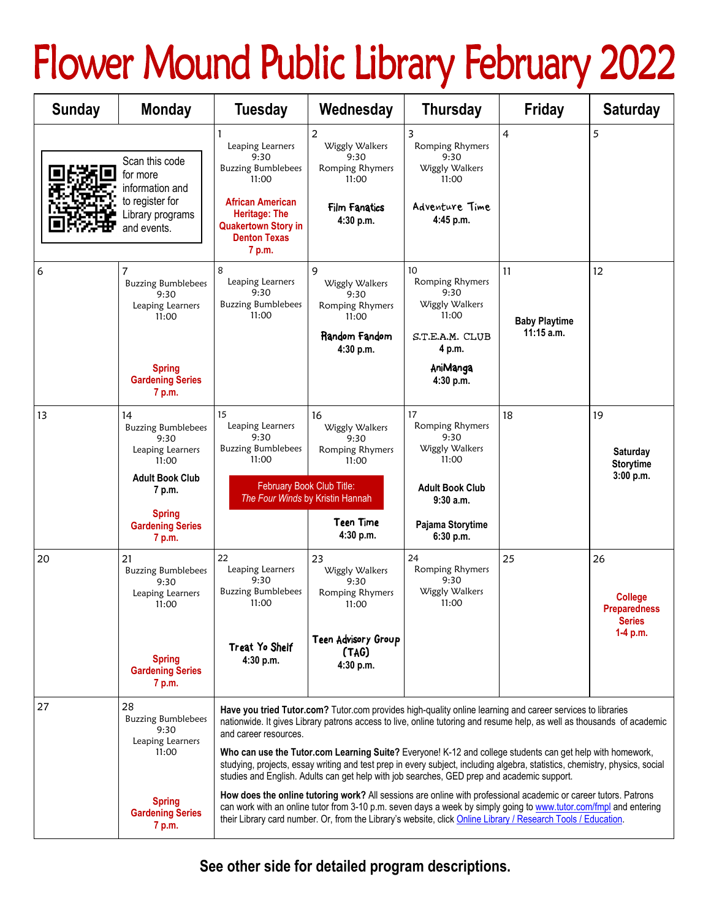# Flower Mound Public Library February 2022

| Sunday | Monday | Tuesday | Wednesday | Thursday | Friday | Saturday |
|---|---|---|---|---|---|---|
| Scan this code for more information and to register for Library programs and events. | | 1<br>Leaping Learners 9:30<br>Buzzing Bumblebees 11:00<br>**African American Heritage: The Quakertown Story in Denton Texas 7 p.m.** | 2<br>Wiggly Walkers 9:30<br>Romping Rhymers 11:00<br>**Film Fanatics 4:30 p.m.** | 3<br>Romping Rhymers 9:30<br>Wiggly Walkers 11:00<br>**Adventure Time 4:45 p.m.** | 4 | 5 |
| 6 | 7<br>Buzzing Bumblebees 9:30<br>Leaping Learners 11:00<br>**Spring Gardening Series 7 p.m.** | 8<br>Leaping Learners 9:30<br>Buzzing Bumblebees 11:00 | 9<br>Wiggly Walkers 9:30<br>Romping Rhymers 11:00<br>**Random Fandom 4:30 p.m.** | 10<br>Romping Rhymers 9:30<br>Wiggly Walkers 11:00<br>**S.T.E.A.M. CLUB 4 p.m.**<br>**AniManga 4:30 p.m.** | 11<br>**Baby Playtime 11:15 a.m.** | 12 |
| 13 | 14<br>Buzzing Bumblebees 9:30<br>Leaping Learners 11:00<br>**Adult Book Club 7 p.m.**<br>**Spring Gardening Series 7 p.m.** | 15<br>Leaping Learners 9:30<br>Buzzing Bumblebees 11:00<br>February Book Club Title: *The Four Winds* by Kristin Hannah | 16<br>Wiggly Walkers 9:30<br>Romping Rhymers 11:00<br>**Teen Time 4:30 p.m.** | 17<br>Romping Rhymers 9:30<br>Wiggly Walkers 11:00<br>**Adult Book Club 9:30 a.m.**<br>**Pajama Storytime 6:30 p.m.** | 18 | 19<br>**Saturday Storytime 3:00 p.m.** |
| 20 | 21<br>Buzzing Bumblebees 9:30<br>Leaping Learners 11:00<br>**Spring Gardening Series 7 p.m.** | 22<br>Leaping Learners 9:30<br>Buzzing Bumblebees 11:00<br>**Treat Yo Shelf 4:30 p.m.** | 23<br>Wiggly Walkers 9:30<br>Romping Rhymers 11:00<br>**Teen Advisory Group (TAG) 4:30 p.m.** | 24<br>Romping Rhymers 9:30<br>Wiggly Walkers 11:00 | 25 | 26<br>**College Preparedness Series 1-4 p.m.** |
| 27 | 28<br>Buzzing Bumblebees 9:30<br>Leaping Learners 11:00<br>**Spring Gardening Series 7 p.m.** | | | | | |

**Have you tried Tutor.com?** Tutor.com provides high-quality online learning and career services to libraries nationwide. It gives Library patrons access to live, online tutoring and resume help, as well as thousands of academic and career resources.

**Who can use the Tutor.com Learning Suite?** Everyone! K-12 and college students can get help with homework, studying, projects, essay writing and test prep in every subject, including algebra, statistics, chemistry, physics, social studies and English. Adults can get help with job searches, GED prep and academic support.

**How does the online tutoring work?** All sessions are online with professional academic or career tutors. Patrons can work with an online tutor from 3-10 p.m. seven days a week by simply going to www.tutor.com/fmpl and entering their Library card number. Or, from the Library's website, click Online Library / Research Tools / Education.

**See other side for detailed program descriptions.**